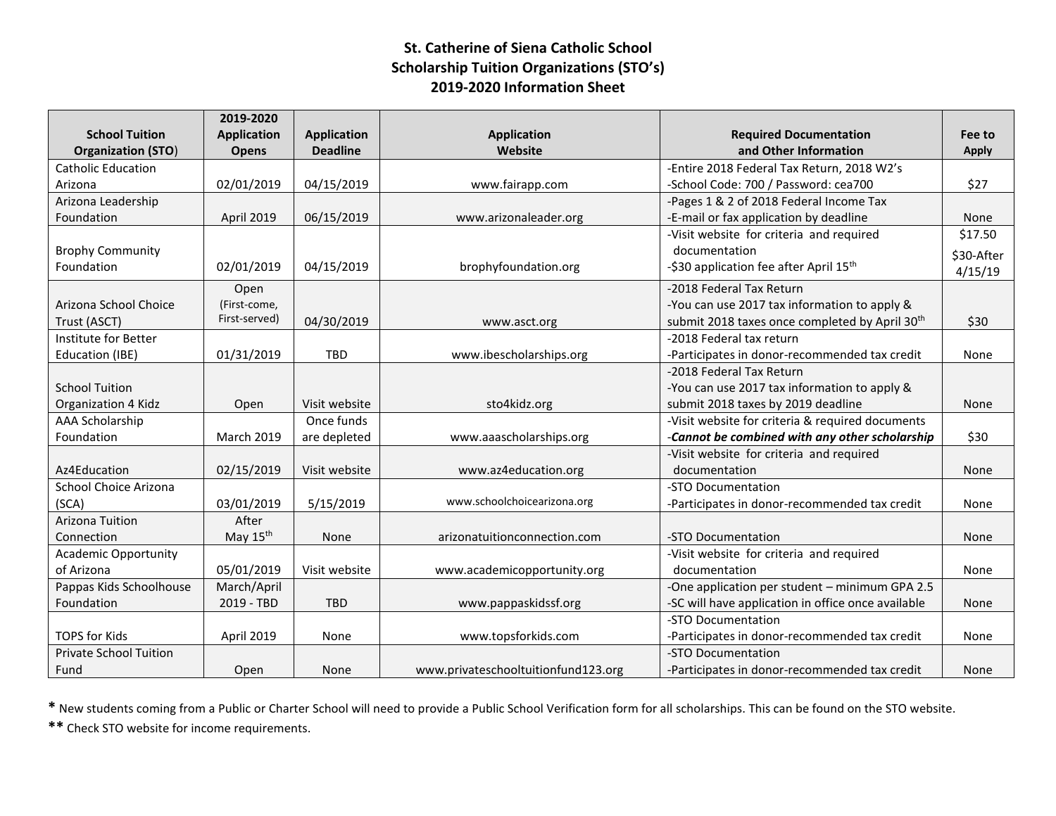# St. Catherine of Siena Catholic School
## Scholarship Tuition Organizations (STO's)
## 2019-2020 Information Sheet

| School Tuition Organization (STO) | 2019-2020 Application Opens | Application Deadline | Application Website | Required Documentation and Other Information | Fee to Apply |
|---|---|---|---|---|---|
| Catholic Education Arizona | 02/01/2019 | 04/15/2019 | www.fairapp.com | -Entire 2018 Federal Tax Return, 2018 W2's<br>-School Code: 700 / Password: cea700 | $27 |
| Arizona Leadership Foundation | April 2019 | 06/15/2019 | www.arizonaleader.org | -Pages 1 & 2 of 2018 Federal Income Tax<br>-E-mail or fax application by deadline | None |
| Brophy Community Foundation | 02/01/2019 | 04/15/2019 | brophyfoundation.org | -Visit website for criteria and required documentation<br>-$30 application fee after April 15th | $17.50<br>$30-After 4/15/19 |
| Arizona School Choice Trust (ASCT) | Open (First-come, First-served) | 04/30/2019 | www.asct.org | -2018 Federal Tax Return<br>-You can use 2017 tax information to apply & submit 2018 taxes once completed by April 30th | $30 |
| Institute for Better Education (IBE) | 01/31/2019 | TBD | www.ibescholarships.org | -2018 Federal tax return<br>-Participates in donor-recommended tax credit | None |
| School Tuition Organization 4 Kidz | Open | Visit website | sto4kidz.org | -2018 Federal Tax Return<br>-You can use 2017 tax information to apply & submit 2018 taxes by 2019 deadline | None |
| AAA Scholarship Foundation | March 2019 | Once funds are depleted | www.aaascholarships.org | -Visit website for criteria & required documents<br>-***Cannot be combined with any other scholarship*** | $30 |
| Az4Education | 02/15/2019 | Visit website | www.az4education.org | -Visit website for criteria and required documentation | None |
| School Choice Arizona (SCA) | 03/01/2019 | 5/15/2019 | www.schoolchoicearizona.org | -STO Documentation<br>-Participates in donor-recommended tax credit | None |
| Arizona Tuition Connection | After May 15th | None | arizonatuitionconnection.com | -STO Documentation | None |
| Academic Opportunity of Arizona | 05/01/2019 | Visit website | www.academicopportunity.org | -Visit website for criteria and required documentation | None |
| Pappas Kids Schoolhouse Foundation | March/April 2019 - TBD | TBD | www.pappaskidssf.org | -One application per student – minimum GPA 2.5<br>-SC will have application in office once available | None |
| TOPS for Kids | April 2019 | None | www.topsforkids.com | -STO Documentation<br>-Participates in donor-recommended tax credit | None |
| Private School Tuition Fund | Open | None | www.privateschooltuitionfund123.org | -STO Documentation<br>-Participates in donor-recommended tax credit | None |

**\*** New students coming from a Public or Charter School will need to provide a Public School Verification form for all scholarships. This can be found on the STO website.

**\*\*** Check STO website for income requirements.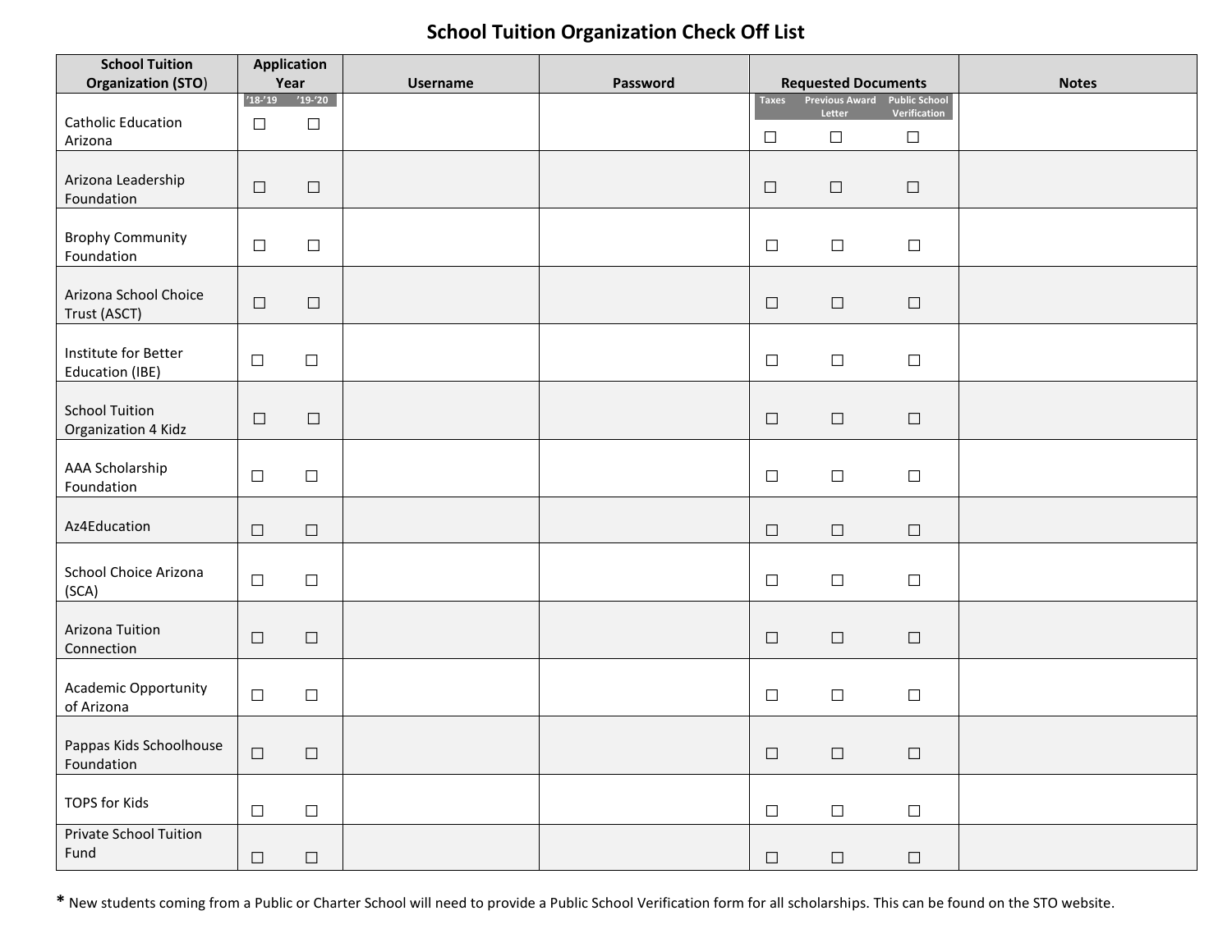# School Tuition Organization Check Off List

| School Tuition Organization (STO) | Application Year | | Username | Password | Requested Documents | | | Notes |
|---|---|---|---|---|---|---|---|---|
| | '18-'19 | '19-'20 | | | Taxes | Previous Award Letter | Public School Verification | |
| Catholic Education Arizona | ☐ | ☐ | | | ☐ | ☐ | ☐ | |
| Arizona Leadership Foundation | ☐ | ☐ | | | ☐ | ☐ | ☐ | |
| Brophy Community Foundation | ☐ | ☐ | | | ☐ | ☐ | ☐ | |
| Arizona School Choice Trust (ASCT) | ☐ | ☐ | | | ☐ | ☐ | ☐ | |
| Institute for Better Education (IBE) | ☐ | ☐ | | | ☐ | ☐ | ☐ | |
| School Tuition Organization 4 Kidz | ☐ | ☐ | | | ☐ | ☐ | ☐ | |
| AAA Scholarship Foundation | ☐ | ☐ | | | ☐ | ☐ | ☐ | |
| Az4Education | ☐ | ☐ | | | ☐ | ☐ | ☐ | |
| School Choice Arizona (SCA) | ☐ | ☐ | | | ☐ | ☐ | ☐ | |
| Arizona Tuition Connection | ☐ | ☐ | | | ☐ | ☐ | ☐ | |
| Academic Opportunity of Arizona | ☐ | ☐ | | | ☐ | ☐ | ☐ | |
| Pappas Kids Schoolhouse Foundation | ☐ | ☐ | | | ☐ | ☐ | ☐ | |
| TOPS for Kids | ☐ | ☐ | | | ☐ | ☐ | ☐ | |
| Private School Tuition Fund | ☐ | ☐ | | | ☐ | ☐ | ☐ | |

* New students coming from a Public or Charter School will need to provide a Public School Verification form for all scholarships. This can be found on the STO website.